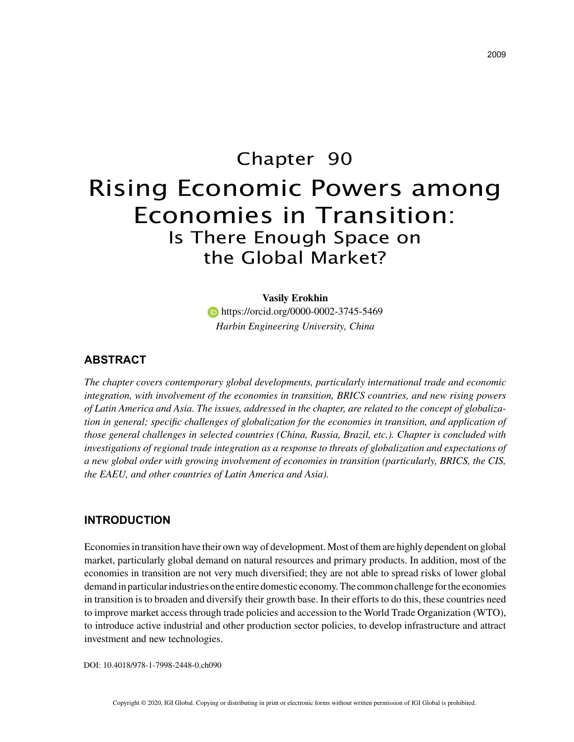# Chapter 90

# Rising Economic Powers among Economies in Transition: Is There Enough Space on the Global Market?

**Vasily Erokhin**

https://orcid.org/0000-0002-3745-5469

*Harbin Engineering University, China*

## ABSTRACT

*The chapter covers contemporary global developments, particularly international trade and economic integration, with involvement of the economies in transition, BRICS countries, and new rising powers of Latin America and Asia. The issues, addressed in the chapter, are related to the concept of globalization in general; specific challenges of globalization for the economies in transition, and application of those general challenges in selected countries (China, Russia, Brazil, etc.). Chapter is concluded with investigations of regional trade integration as a response to threats of globalization and expectations of a new global order with growing involvement of economies in transition (particularly, BRICS, the CIS, the EAEU, and other countries of Latin America and Asia).*

## INTRODUCTION

Economies in transition have their own way of development. Most of them are highly dependent on global market, particularly global demand on natural resources and primary products. In addition, most of the economies in transition are not very much diversified; they are not able to spread risks of lower global demand in particular industries on the entire domestic economy. The common challenge for the economies in transition is to broaden and diversify their growth base. In their efforts to do this, these countries need to improve market access through trade policies and accession to the World Trade Organization (WTO), to introduce active industrial and other production sector policies, to develop infrastructure and attract investment and new technologies.

DOI: 10.4018/978-1-7998-2448-0.ch090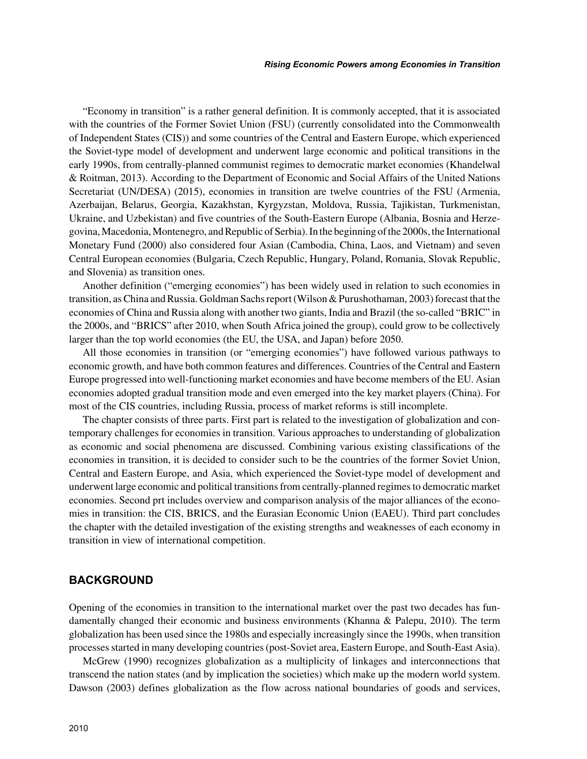"Economy in transition" is a rather general definition. It is commonly accepted, that it is associated with the countries of the Former Soviet Union (FSU) (currently consolidated into the Commonwealth of Independent States (CIS)) and some countries of the Central and Eastern Europe, which experienced the Soviet-type model of development and underwent large economic and political transitions in the early 1990s, from centrally-planned communist regimes to democratic market economies (Khandelwal & Roitman, 2013). According to the Department of Economic and Social Affairs of the United Nations Secretariat (UN/DESA) (2015), economies in transition are twelve countries of the FSU (Armenia, Azerbaijan, Belarus, Georgia, Kazakhstan, Kyrgyzstan, Moldova, Russia, Tajikistan, Turkmenistan, Ukraine, and Uzbekistan) and five countries of the South-Eastern Europe (Albania, Bosnia and Herzegovina, Macedonia, Montenegro, and Republic of Serbia). In the beginning of the 2000s, the International Monetary Fund (2000) also considered four Asian (Cambodia, China, Laos, and Vietnam) and seven Central European economies (Bulgaria, Czech Republic, Hungary, Poland, Romania, Slovak Republic, and Slovenia) as transition ones.

Another definition ("emerging economies") has been widely used in relation to such economies in transition, as China and Russia. Goldman Sachs report (Wilson & Purushothaman, 2003) forecast that the economies of China and Russia along with another two giants, India and Brazil (the so-called "BRIC" in the 2000s, and "BRICS" after 2010, when South Africa joined the group), could grow to be collectively larger than the top world economies (the EU, the USA, and Japan) before 2050.

All those economies in transition (or "emerging economies") have followed various pathways to economic growth, and have both common features and differences. Countries of the Central and Eastern Europe progressed into well-functioning market economies and have become members of the EU. Asian economies adopted gradual transition mode and even emerged into the key market players (China). For most of the CIS countries, including Russia, process of market reforms is still incomplete.

The chapter consists of three parts. First part is related to the investigation of globalization and contemporary challenges for economies in transition. Various approaches to understanding of globalization as economic and social phenomena are discussed. Combining various existing classifications of the economies in transition, it is decided to consider such to be the countries of the former Soviet Union, Central and Eastern Europe, and Asia, which experienced the Soviet-type model of development and underwent large economic and political transitions from centrally-planned regimes to democratic market economies. Second prt includes overview and comparison analysis of the major alliances of the economies in transition: the CIS, BRICS, and the Eurasian Economic Union (EAEU). Third part concludes the chapter with the detailed investigation of the existing strengths and weaknesses of each economy in transition in view of international competition.

## BACKGROUND

Opening of the economies in transition to the international market over the past two decades has fundamentally changed their economic and business environments (Khanna & Palepu, 2010). The term globalization has been used since the 1980s and especially increasingly since the 1990s, when transition processes started in many developing countries (post-Soviet area, Eastern Europe, and South-East Asia).

McGrew (1990) recognizes globalization as a multiplicity of linkages and interconnections that transcend the nation states (and by implication the societies) which make up the modern world system. Dawson (2003) defines globalization as the flow across national boundaries of goods and services,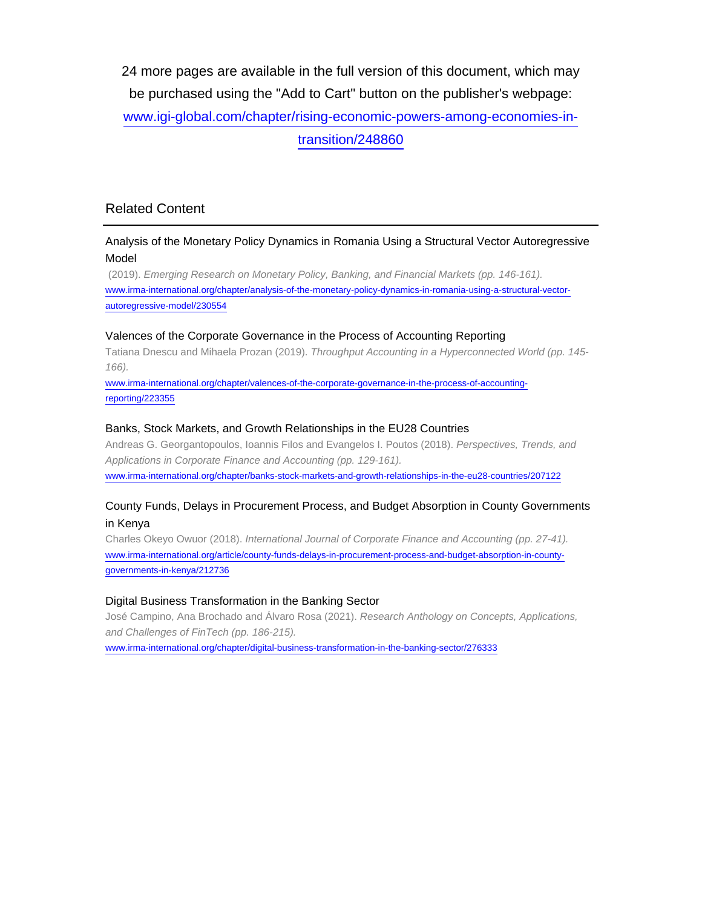24 more pages are available in the full version of this document, which may be purchased using the "Add to Cart" button on the publisher's webpage: www.igi-global.com/chapter/rising-economic-powers-among-economies-in-transition/248860

## Related Content

### Analysis of the Monetary Policy Dynamics in Romania Using a Structural Vector Autoregressive Model

(2019). *Emerging Research on Monetary Policy, Banking, and Financial Markets (pp. 146-161).*

www.irma-international.org/chapter/analysis-of-the-monetary-policy-dynamics-in-romania-using-a-structural-vector-autoregressive-model/230554

### Valences of the Corporate Governance in the Process of Accounting Reporting

Tatiana Dnescu and Mihaela Prozan (2019). *Throughput Accounting in a Hyperconnected World (pp. 145-166).*

www.irma-international.org/chapter/valences-of-the-corporate-governance-in-the-process-of-accounting-reporting/223355

### Banks, Stock Markets, and Growth Relationships in the EU28 Countries

Andreas G. Georgantopoulos, Ioannis Filos and Evangelos I. Poutos (2018). *Perspectives, Trends, and Applications in Corporate Finance and Accounting (pp. 129-161).*

www.irma-international.org/chapter/banks-stock-markets-and-growth-relationships-in-the-eu28-countries/207122

### County Funds, Delays in Procurement Process, and Budget Absorption in County Governments in Kenya

Charles Okeyo Owuor (2018). *International Journal of Corporate Finance and Accounting (pp. 27-41).*

www.irma-international.org/article/county-funds-delays-in-procurement-process-and-budget-absorption-in-county-governments-in-kenya/212736

### Digital Business Transformation in the Banking Sector

José Campino, Ana Brochado and Álvaro Rosa (2021). *Research Anthology on Concepts, Applications, and Challenges of FinTech (pp. 186-215).*

www.irma-international.org/chapter/digital-business-transformation-in-the-banking-sector/276333